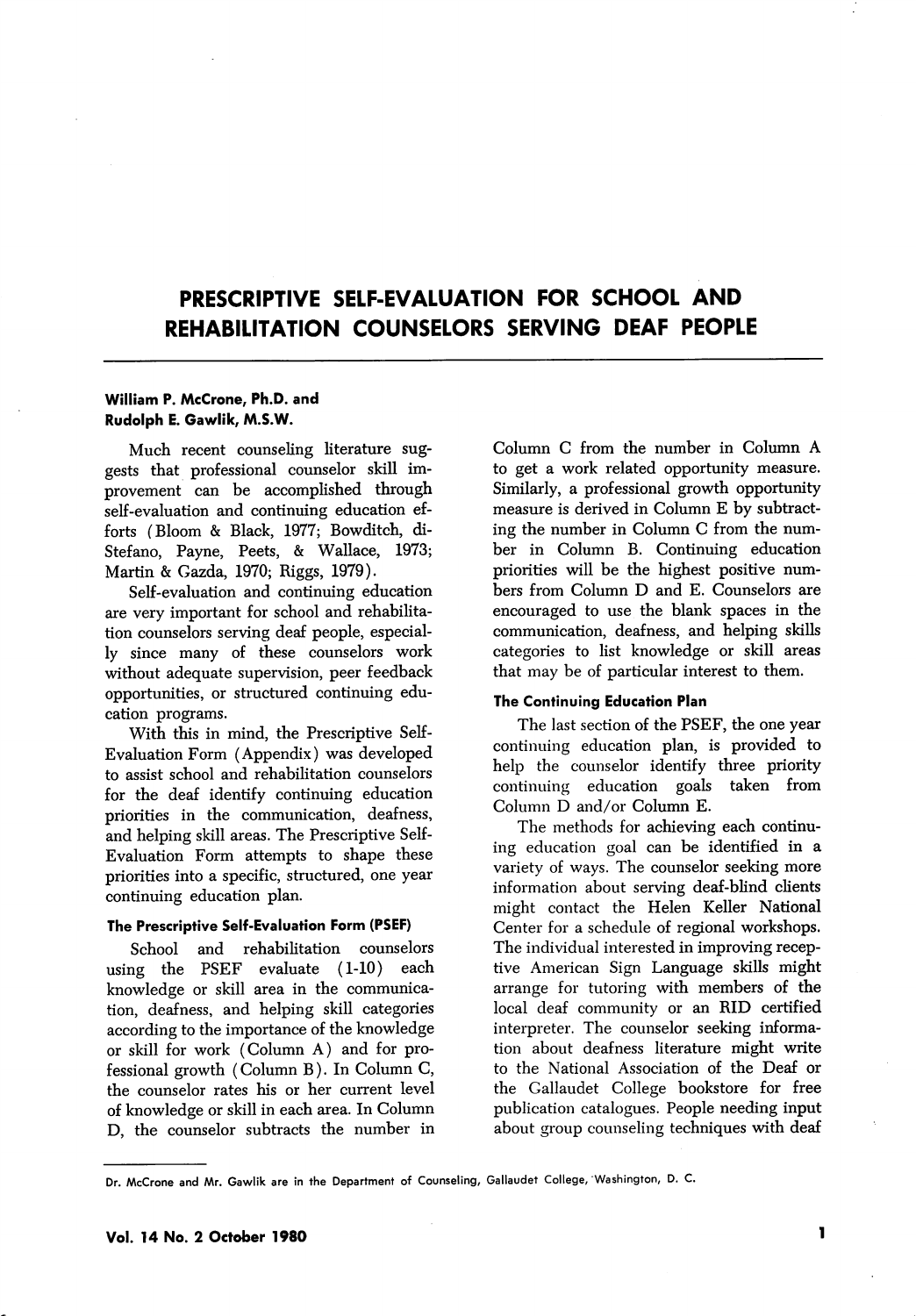# PRESCRIPTIVE SELF-EVALUATION FOR SCHOOL AND REHABILITATION COUNSELORS SERVING DEAF PEOPLE

**William P. McCrone, Ph.D. and Rudolph E. Gawlik, M.S.W.**

Much recent counseling literature suggests that professional counselor skill improvement can be accomplished through self-evaluation and continuing education efforts (Bloom & Black, 1977; Bowditch, di-Stefano, Payne, Peets, & Wallace, 1973; Martin & Gazda, 1970; Riggs, 1979).

Self-evaluation and continuing education are very important for school and rehabilitation counselors serving deaf people, especially since many of these counselors work without adequate supervision, peer feedback opportunities, or structured continuing education programs.

With this in mind, the Prescriptive Self-Evaluation Form (Appendix) was developed to assist school and rehabilitation counselors for the deaf identify continuing education priorities in the communication, deafness, and helping skill areas. The Prescriptive Self-Evaluation Form attempts to shape these priorities into a specific, structured, one year continuing education plan.

### The Prescriptive Self-Evaluation Form (PSEF)

School and rehabilitation counselors using the PSEF evaluate (1-10) each knowledge or skill area in the communication, deafness, and helping skill categories according to the importance of the knowledge or skill for work (Column A) and for professional growth (Column B). In Column C, the counselor rates his or her current level of knowledge or skill in each area. In Column D, the counselor subtracts the number in Column C from the number in Column A to get a work related opportunity measure. Similarly, a professional growth opportunity measure is derived in Column E by subtracting the number in Column C from the number in Column B. Continuing education priorities will be the highest positive numbers from Column D and E. Counselors are encouraged to use the blank spaces in the communication, deafness, and helping skills categories to list knowledge or skill areas that may be of particular interest to them.

### The Continuing Education Plan

The last section of the PSEF, the one year continuing education plan, is provided to help the counselor identify three priority continuing education goals taken from Column D and/or Column E.

The methods for achieving each continuing education goal can be identified in a variety of ways. The counselor seeking more information about serving deaf-blind clients might contact the Helen Keller National Center for a schedule of regional workshops. The individual interested in improving receptive American Sign Language skills might arrange for tutoring with members of the local deaf community or an RID certified interpreter. The counselor seeking information about deafness literature might write to the National Association of the Deaf or the Gallaudet College bookstore for free publication catalogues. People needing input about group counseling techniques with deaf

---

Dr. McCrone and Mr. Gawlik are in the Department of Counseling, Gallaudet College, Washington, D. C.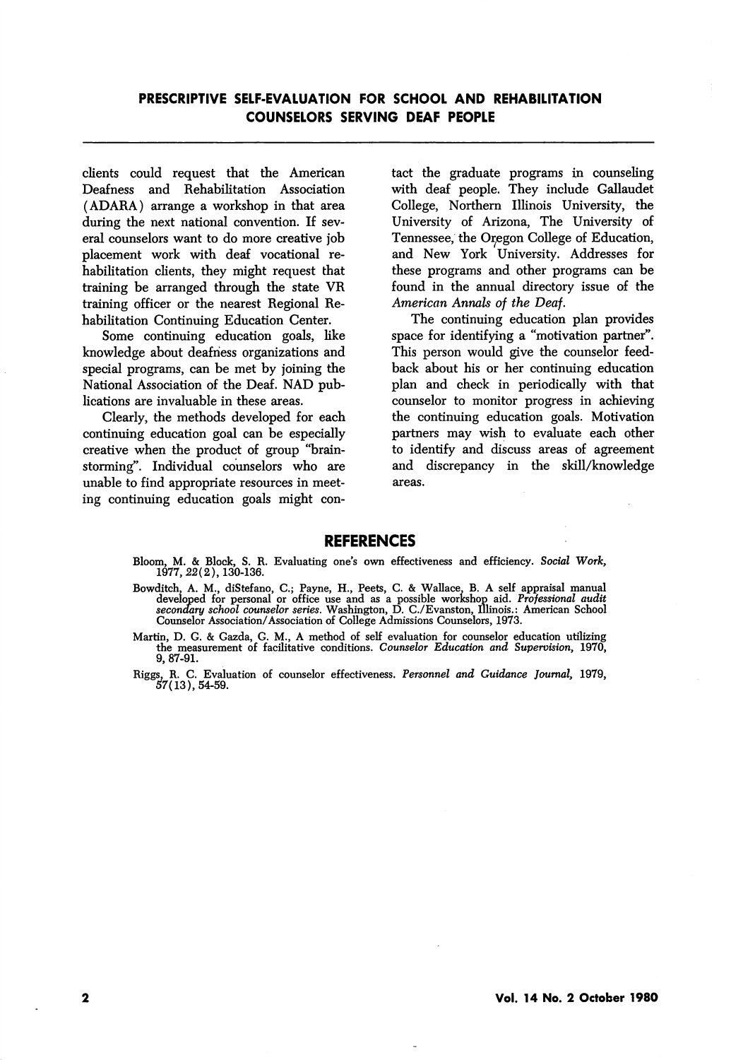clients could request that the American Deafness and Rehabilitation Association (ADARA) arrange a workshop in that area during the next national convention. If several counselors want to do more creative job placement work with deaf vocational rehabilitation clients, they might request that training be arranged through the state VR training officer or the nearest Regional Rehabilitation Continuing Education Center.

Some continuing education goals, like knowledge about deafness organizations and special programs, can be met by joining the National Association of the Deaf. NAD publications are invaluable in these areas.

Clearly, the methods developed for each continuing education goal can be especially creative when the product of group "brainstorming". Individual counselors who are unable to find appropriate resources in meeting continuing education goals might contact the graduate programs in counseling with deaf people. They include Gallaudet College, Northern Illinois University, the University of Arizona, The University of Tennessee, the Oregon College of Education, and New York University. Addresses for these programs and other programs can be found in the annual directory issue of the *American Annals of the Deaf*.

The continuing education plan provides space for identifying a "motivation partner". This person would give the counselor feedback about his or her continuing education plan and check in periodically with that counselor to monitor progress in achieving the continuing education goals. Motivation partners may wish to evaluate each other to identify and discuss areas of agreement and discrepancy in the skill/knowledge areas.

## REFERENCES

Bloom, M. & Block, S. R. Evaluating one's own effectiveness and efficiency. *Social Work*, 1977, 22(2), 130-136.

Bowditch, A. M., diStefano, C.; Payne, H., Peets, C. & Wallace, B. A self appraisal manual developed for personal or office use and as a possible workshop aid. *Professional audit secondary school counselor series*. Washington, D. C./Evanston, Illinois.: American School Counselor Association/Association of College Admissions Counselors, 1973.

Martin, D. G. & Gazda, G. M., A method of self evaluation for counselor education utilizing the measurement of facilitative conditions. *Counselor Education and Supervision*, 1970, 9, 87-91.

Riggs, R. C. Evaluation of counselor effectiveness. *Personnel and Guidance Journal*, 1979, 57(13), 54-59.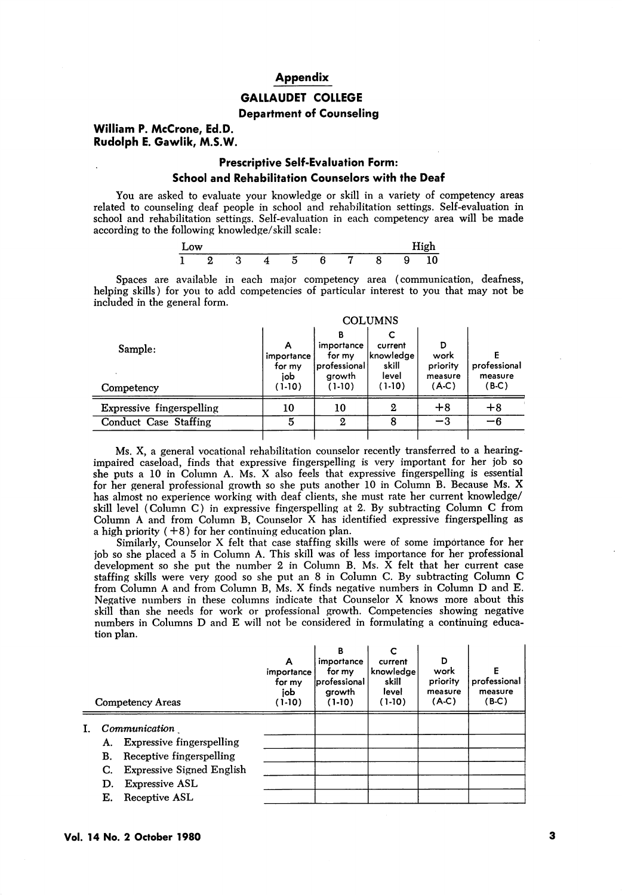## Appendix

### GALLAUDET COLLEGE

### Department of Counseling

**William P. McCrone, Ed.D.**
**Rudolph E. Gawlik, M.S.W.**

### Prescriptive Self-Evaluation Form: School and Rehabilitation Counselors with the Deaf

You are asked to evaluate your knowledge or skill in a variety of competency areas related to counseling deaf people in school and rehabilitation settings. Self-evaluation in school and rehabilitation settings. Self-evaluation in each competency area will be made according to the following knowledge/skill scale:

| Low | | | | | | | | | High |
|---|---|---|---|---|---|---|---|---|---|
| 1 | 2 | 3 | 4 | 5 | 6 | 7 | 8 | 9 | 10 |

Spaces are available in each major competency area (communication, deafness, helping skills) for you to add competencies of particular interest to you that may not be included in the general form.

| Sample: Competency | A importance for my job (1-10) | B importance for my professional growth (1-10) | C current knowledge skill level (1-10) | D work priority measure (A-C) | E professional measure (B-C) |
|---|---|---|---|---|---|
| Expressive fingerspelling | 10 | 10 | 2 | +8 | +8 |
| Conduct Case Staffing | 5 | 2 | 8 | −3 | −6 |
| | | | | | |

Ms. X, a general vocational rehabilitation counselor recently transferred to a hearing-impaired caseload, finds that expressive fingerspelling is very important for her job so she puts a 10 in Column A. Ms. X also feels that expressive fingerspelling is essential for her general professional growth so she puts another 10 in Column B. Because Ms. X has almost no experience working with deaf clients, she must rate her current knowledge/skill level (Column C) in expressive fingerspelling at 2. By subtracting Column C from Column A and from Column B, Counselor X has identified expressive fingerspelling as a high priority (+8) for her continuing education plan.

Similarly, Counselor X felt that case staffing skills were of some importance for her job so she placed a 5 in Column A. This skill was of less importance for her professional development so she put the number 2 in Column B. Ms. X felt that her current case staffing skills were very good so she put an 8 in Column C. By subtracting Column C from Column A and from Column B, Ms. X finds negative numbers in Column D and E. Negative numbers in these columns indicate that Counselor X knows more about this skill than she needs for work or professional growth. Competencies showing negative numbers in Columns D and E will not be considered in formulating a continuing education plan.

| Competency Areas | A importance for my job (1-10) | B importance for my professional growth (1-10) | C current knowledge skill level (1-10) | D work priority measure (A-C) | E professional measure (B-C) |
|---|---|---|---|---|---|
| I. *Communication* | | | | | |
| A. Expressive fingerspelling | | | | | |
| B. Receptive fingerspelling | | | | | |
| C. Expressive Signed English | | | | | |
| D. Expressive ASL | | | | | |
| E. Receptive ASL | | | | | |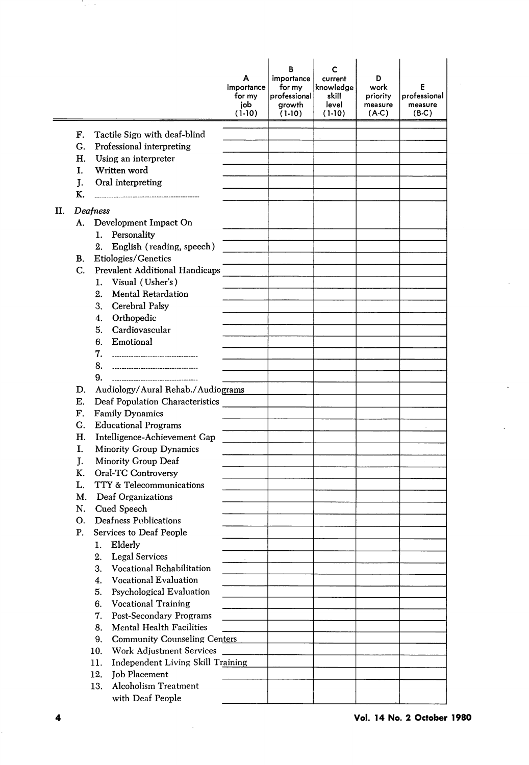| | A importance for my job (1-10) | B importance for my professional growth (1-10) | C current knowledge skill level (1-10) | D work priority measure (A-C) | E professional measure (B-C) |
|---|---|---|---|---|---|
| F. Tactile Sign with deaf-blind | | | | | |
| G. Professional interpreting | | | | | |
| H. Using an interpreter | | | | | |
| I. Written word | | | | | |
| J. Oral interpreting | | | | | |
| K. ---------------------------------------- | | | | | |
| II. *Deafness* | | | | | |
| A. Development Impact On | | | | | |
| 1. Personality | | | | | |
| 2. English (reading, speech) | | | | | |
| B. Etiologies/Genetics | | | | | |
| C. Prevalent Additional Handicaps | | | | | |
| 1. Visual (Usher's) | | | | | |
| 2. Mental Retardation | | | | | |
| 3. Cerebral Palsy | | | | | |
| 4. Orthopedic | | | | | |
| 5. Cardiovascular | | | | | |
| 6. Emotional | | | | | |
| 7. -------------------------------- | | | | | |
| 8. -------------------------------- | | | | | |
| 9. -------------------------------- | | | | | |
| D. Audiology/Aural Rehab./Audiograms | | | | | |
| E. Deaf Population Characteristics | | | | | |
| F. Family Dynamics | | | | | |
| G. Educational Programs | | | | | |
| H. Intelligence-Achievement Gap | | | | | |
| I. Minority Group Dynamics | | | | | |
| J. Minority Group Deaf | | | | | |
| K. Oral-TC Controversy | | | | | |
| L. TTY & Telecommunications | | | | | |
| M. Deaf Organizations | | | | | |
| N. Cued Speech | | | | | |
| O. Deafness Publications | | | | | |
| P. Services to Deaf People | | | | | |
| 1. Elderly | | | | | |
| 2. Legal Services | | | | | |
| 3. Vocational Rehabilitation | | | | | |
| 4. Vocational Evaluation | | | | | |
| 5. Psychological Evaluation | | | | | |
| 6. Vocational Training | | | | | |
| 7. Post-Secondary Programs | | | | | |
| 8. Mental Health Facilities | | | | | |
| 9. Community Counseling Centers | | | | | |
| 10. Work Adjustment Services | | | | | |
| 11. Independent Living Skill Training | | | | | |
| 12. Job Placement | | | | | |
| 13. Alcoholism Treatment with Deaf People | | | | | |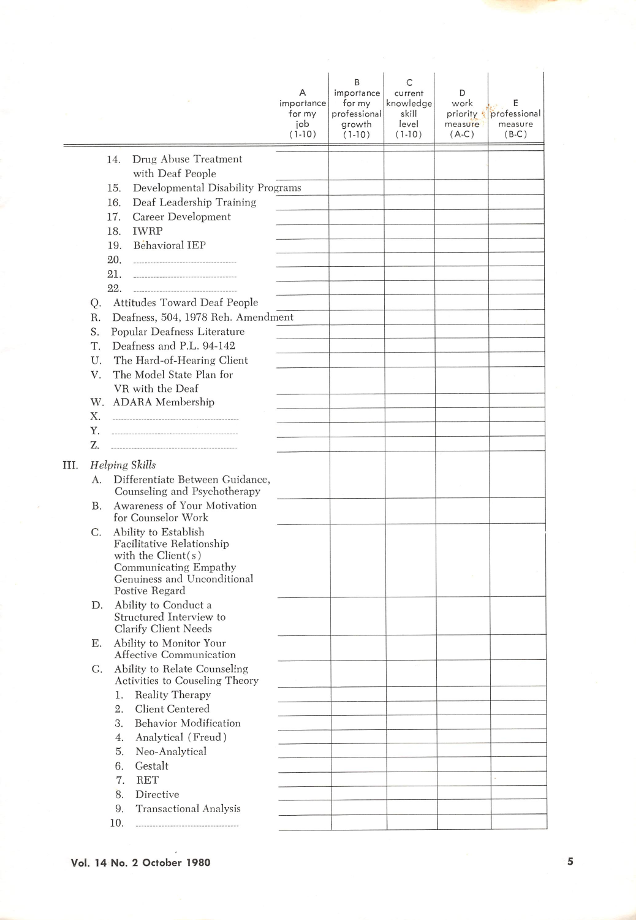| | A importance for my job (1-10) | B importance for my professional growth (1-10) | C current knowledge skill level (1-10) | D work priority measure (A-C) | E professional measure (B-C) |
|---|---|---|---|---|---|
| 14. Drug Abuse Treatment with Deaf People | | | | | |
| 15. Developmental Disability Programs | | | | | |
| 16. Deaf Leadership Training | | | | | |
| 17. Career Development | | | | | |
| 18. IWRP | | | | | |
| 19. Behavioral IEP | | | | | |
| 20. ______________ | | | | | |
| 21. ______________ | | | | | |
| 22. ______________ | | | | | |
| Q. Attitudes Toward Deaf People | | | | | |
| R. Deafness, 504, 1978 Reh. Amendment | | | | | |
| S. Popular Deafness Literature | | | | | |
| T. Deafness and P.L. 94-142 | | | | | |
| U. The Hard-of-Hearing Client | | | | | |
| V. The Model State Plan for VR with the Deaf | | | | | |
| W. ADARA Membership | | | | | |
| X. ______________ | | | | | |
| Y. ______________ | | | | | |
| Z. ______________ | | | | | |
| III. *Helping Skills* | | | | | |
| A. Differentiate Between Guidance, Counseling and Psychotherapy | | | | | |
| B. Awareness of Your Motivation for Counselor Work | | | | | |
| C. Ability to Establish Facilitative Relationship with the Client(s) Communicating Empathy Genuiness and Unconditional Postive Regard | | | | | |
| D. Ability to Conduct a Structured Interview to Clarify Client Needs | | | | | |
| E. Ability to Monitor Your Affective Communication | | | | | |
| G. Ability to Relate Counseling Activities to Couseling Theory | | | | | |
| 1. Reality Therapy | | | | | |
| 2. Client Centered | | | | | |
| 3. Behavior Modification | | | | | |
| 4. Analytical (Freud) | | | | | |
| 5. Neo-Analytical | | | | | |
| 6. Gestalt | | | | | |
| 7. RET | | | | | |
| 8. Directive | | | | | |
| 9. Transactional Analysis | | | | | |
| 10. ______________ | | | | | |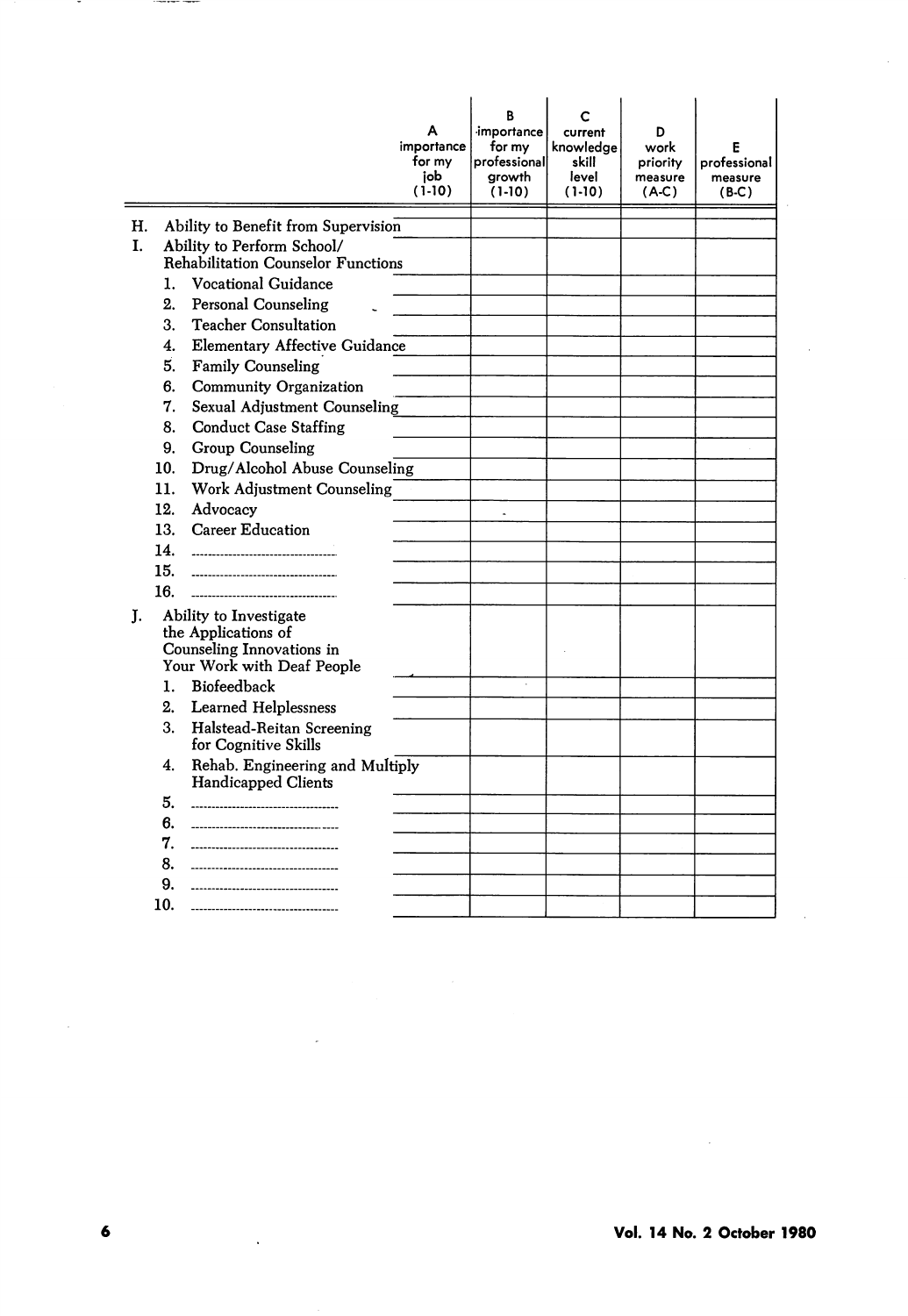| | A importance for my job (1-10) | B importance for my professional growth (1-10) | C current knowledge skill level (1-10) | D work priority measure (A-C) | E professional measure (B-C) |
|---|---|---|---|---|---|
| H. Ability to Benefit from Supervision | | | | | |
| I. Ability to Perform School/ Rehabilitation Counselor Functions | | | | | |
| 1. Vocational Guidance | | | | | |
| 2. Personal Counseling | | | | | |
| 3. Teacher Consultation | | | | | |
| 4. Elementary Affective Guidance | | | | | |
| 5. Family Counseling | | | | | |
| 6. Community Organization | | | | | |
| 7. Sexual Adjustment Counseling | | | | | |
| 8. Conduct Case Staffing | | | | | |
| 9. Group Counseling | | | | | |
| 10. Drug/Alcohol Abuse Counseling | | | | | |
| 11. Work Adjustment Counseling | | | | | |
| 12. Advocacy | | | | | |
| 13. Career Education | | | | | |
| 14. ______________ | | | | | |
| 15. ______________ | | | | | |
| 16. ______________ | | | | | |
| J. Ability to Investigate the Applications of Counseling Innovations in Your Work with Deaf People | | | | | |
| 1. Biofeedback | | | | | |
| 2. Learned Helplessness | | | | | |
| 3. Halstead-Reitan Screening for Cognitive Skills | | | | | |
| 4. Rehab. Engineering and Multiply Handicapped Clients | | | | | |
| 5. ______________ | | | | | |
| 6. ______________ | | | | | |
| 7. ______________ | | | | | |
| 8. ______________ | | | | | |
| 9. ______________ | | | | | |
| 10. ______________ | | | | | |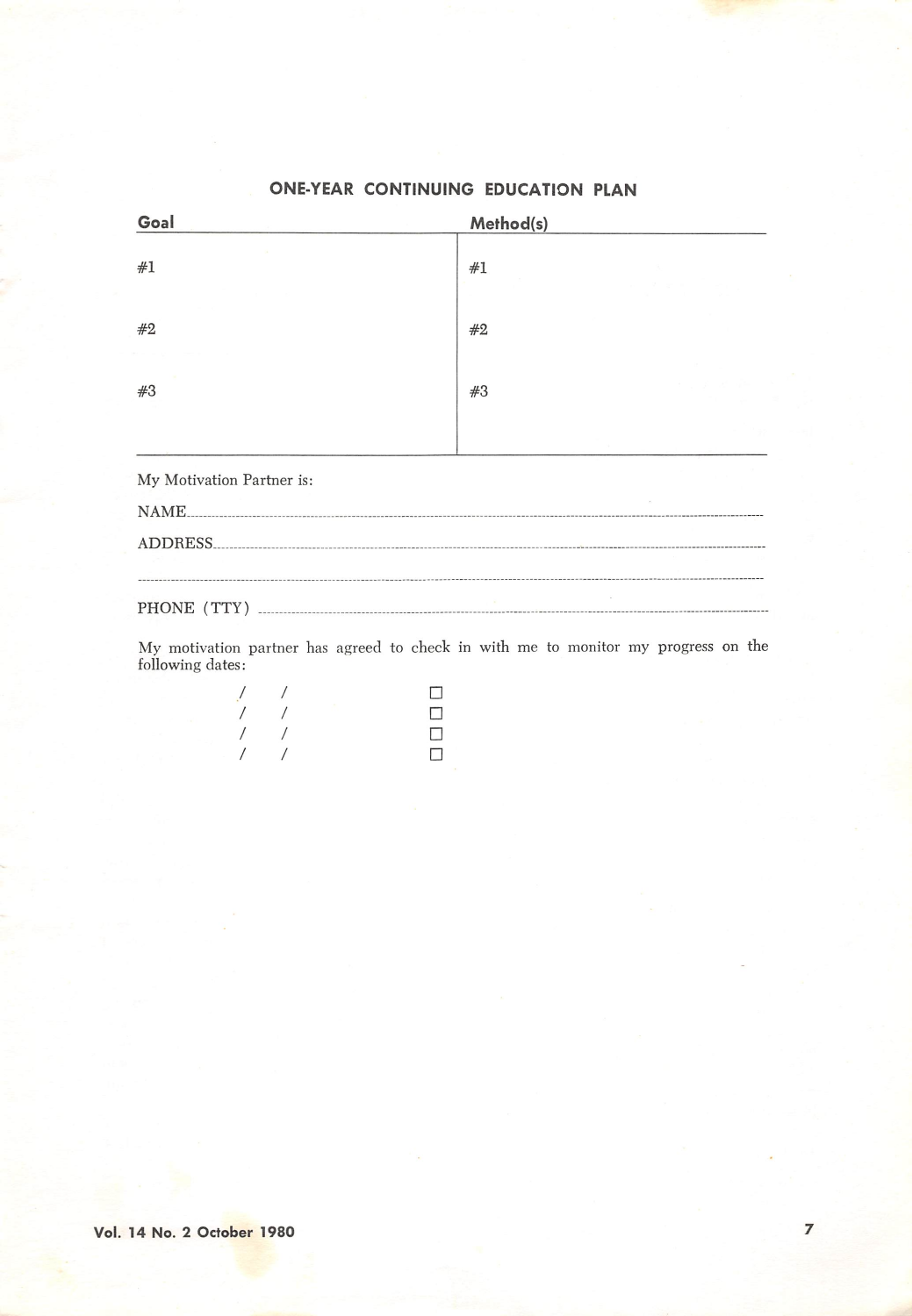## ONE-YEAR CONTINUING EDUCATION PLAN

| Goal | Method(s) |
| --- | --- |
| #1 | #1 |
| #2 | #2 |
| #3 | #3 |

My Motivation Partner is:

NAME..........................................................................................................

ADDRESS......................................................................................................

..................................................................................................................

PHONE (TTY) ..............................................................................................

My motivation partner has agreed to check in with me to monitor my progress on the following dates:

/ / ☐

/ / ☐

/ / ☐

/ / ☐